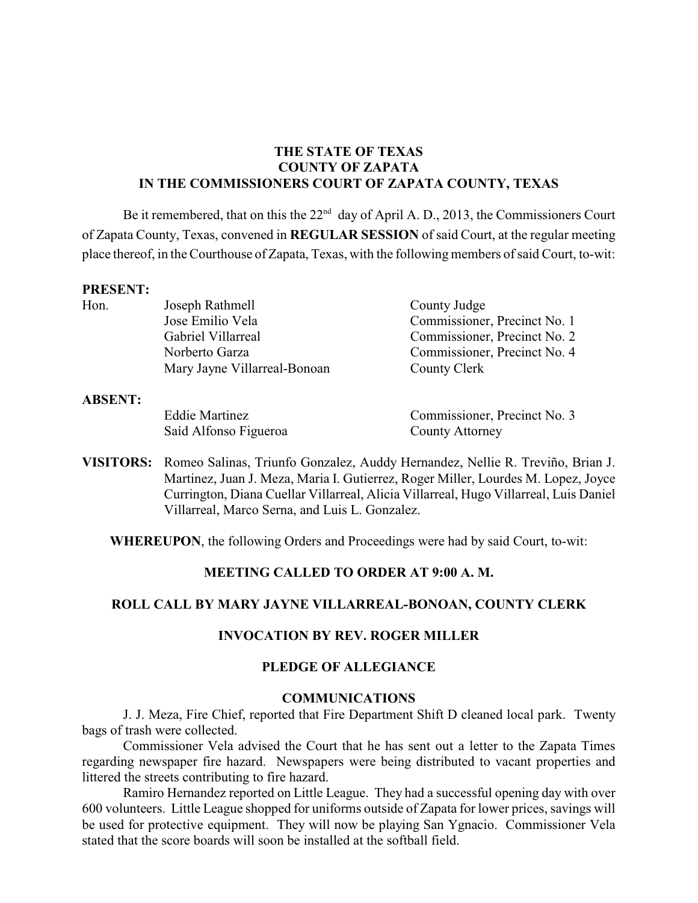**THE STATE OF TEXAS**
**COUNTY OF ZAPATA**
**IN THE COMMISSIONERS COURT OF ZAPATA COUNTY, TEXAS**

Be it remembered, that on this the 22nd day of April A. D., 2013, the Commissioners Court of Zapata County, Texas, convened in **REGULAR SESSION** of said Court, at the regular meeting place thereof, in the Courthouse of Zapata, Texas, with the following members of said Court, to-wit:

**PRESENT:**

| | | |
|---|---|---|
| Hon. | Joseph Rathmell | County Judge |
| | Jose Emilio Vela | Commissioner, Precinct No. 1 |
| | Gabriel Villarreal | Commissioner, Precinct No. 2 |
| | Norberto Garza | Commissioner, Precinct No. 4 |
| | Mary Jayne Villarreal-Bonoan | County Clerk |

**ABSENT:**

| | |
|---|---|
| Eddie Martinez | Commissioner, Precinct No. 3 |
| Saíd Alfonso Figueroa | County Attorney |

**VISITORS:** Romeo Salinas, Triunfo Gonzalez, Auddy Hernandez, Nellie R. Treviño, Brian J. Martinez, Juan J. Meza, Maria I. Gutierrez, Roger Miller, Lourdes M. Lopez, Joyce Currington, Diana Cuellar Villarreal, Alicia Villarreal, Hugo Villarreal, Luis Daniel Villarreal, Marco Serna, and Luis L. Gonzalez.

**WHEREUPON**, the following Orders and Proceedings were had by said Court, to-wit:

**MEETING CALLED TO ORDER AT 9:00 A. M.**

**ROLL CALL BY MARY JAYNE VILLARREAL-BONOAN, COUNTY CLERK**

**INVOCATION BY REV. ROGER MILLER**

**PLEDGE OF ALLEGIANCE**

**COMMUNICATIONS**

J. J. Meza, Fire Chief, reported that Fire Department Shift D cleaned local park. Twenty bags of trash were collected.

Commissioner Vela advised the Court that he has sent out a letter to the Zapata Times regarding newspaper fire hazard. Newspapers were being distributed to vacant properties and littered the streets contributing to fire hazard.

Ramiro Hernandez reported on Little League. They had a successful opening day with over 600 volunteers. Little League shopped for uniforms outside of Zapata for lower prices, savings will be used for protective equipment. They will now be playing San Ygnacio. Commissioner Vela stated that the score boards will soon be installed at the softball field.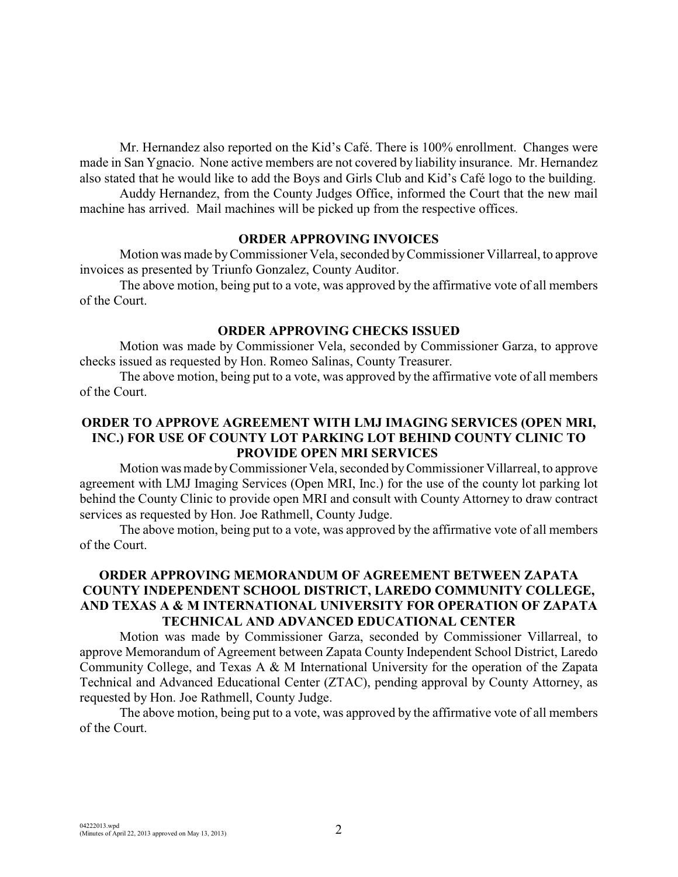Mr. Hernandez also reported on the Kid's Café. There is 100% enrollment. Changes were made in San Ygnacio. None active members are not covered by liability insurance. Mr. Hernandez also stated that he would like to add the Boys and Girls Club and Kid's Café logo to the building.

Auddy Hernandez, from the County Judges Office, informed the Court that the new mail machine has arrived. Mail machines will be picked up from the respective offices.

## ORDER APPROVING INVOICES

Motion was made by Commissioner Vela, seconded by Commissioner Villarreal, to approve invoices as presented by Triunfo Gonzalez, County Auditor.

The above motion, being put to a vote, was approved by the affirmative vote of all members of the Court.

## ORDER APPROVING CHECKS ISSUED

Motion was made by Commissioner Vela, seconded by Commissioner Garza, to approve checks issued as requested by Hon. Romeo Salinas, County Treasurer.

The above motion, being put to a vote, was approved by the affirmative vote of all members of the Court.

## ORDER TO APPROVE AGREEMENT WITH LMJ IMAGING SERVICES (OPEN MRI, INC.) FOR USE OF COUNTY LOT PARKING LOT BEHIND COUNTY CLINIC TO PROVIDE OPEN MRI SERVICES

Motion was made by Commissioner Vela, seconded by Commissioner Villarreal, to approve agreement with LMJ Imaging Services (Open MRI, Inc.) for the use of the county lot parking lot behind the County Clinic to provide open MRI and consult with County Attorney to draw contract services as requested by Hon. Joe Rathmell, County Judge.

The above motion, being put to a vote, was approved by the affirmative vote of all members of the Court.

## ORDER APPROVING MEMORANDUM OF AGREEMENT BETWEEN ZAPATA COUNTY INDEPENDENT SCHOOL DISTRICT, LAREDO COMMUNITY COLLEGE, AND TEXAS A & M INTERNATIONAL UNIVERSITY FOR OPERATION OF ZAPATA TECHNICAL AND ADVANCED EDUCATIONAL CENTER

Motion was made by Commissioner Garza, seconded by Commissioner Villarreal, to approve Memorandum of Agreement between Zapata County Independent School District, Laredo Community College, and Texas A & M International University for the operation of the Zapata Technical and Advanced Educational Center (ZTAC), pending approval by County Attorney, as requested by Hon. Joe Rathmell, County Judge.

The above motion, being put to a vote, was approved by the affirmative vote of all members of the Court.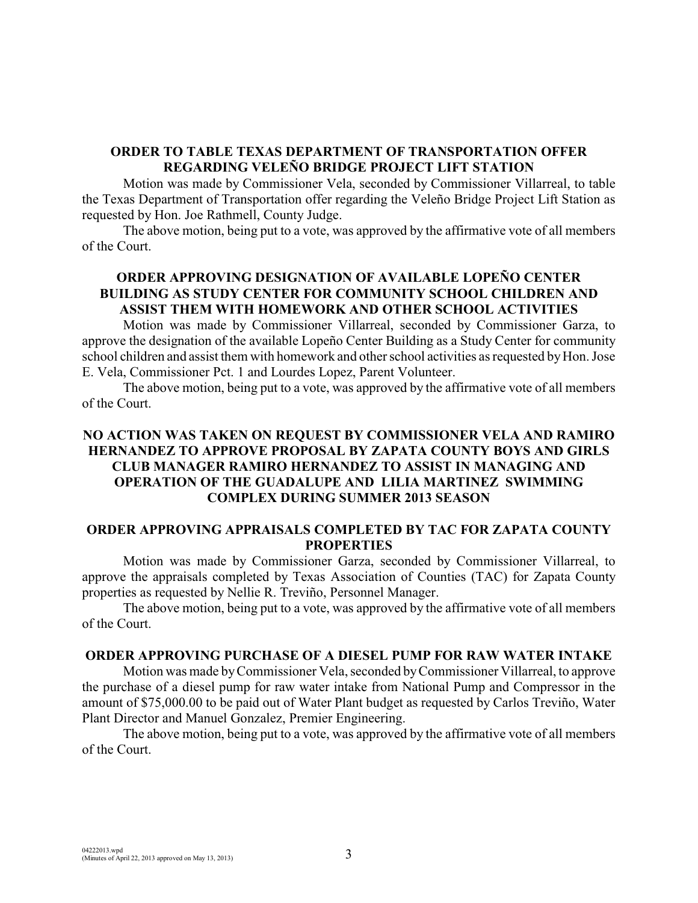**ORDER TO TABLE TEXAS DEPARTMENT OF TRANSPORTATION OFFER REGARDING VELEÑO BRIDGE PROJECT LIFT STATION**

Motion was made by Commissioner Vela, seconded by Commissioner Villarreal, to table the Texas Department of Transportation offer regarding the Veleño Bridge Project Lift Station as requested by Hon. Joe Rathmell, County Judge.

The above motion, being put to a vote, was approved by the affirmative vote of all members of the Court.

**ORDER APPROVING DESIGNATION OF AVAILABLE LOPEÑO CENTER BUILDING AS STUDY CENTER FOR COMMUNITY SCHOOL CHILDREN AND ASSIST THEM WITH HOMEWORK AND OTHER SCHOOL ACTIVITIES**

Motion was made by Commissioner Villarreal, seconded by Commissioner Garza, to approve the designation of the available Lopeño Center Building as a Study Center for community school children and assist them with homework and other school activities as requested by Hon. Jose E. Vela, Commissioner Pct. 1 and Lourdes Lopez, Parent Volunteer.

The above motion, being put to a vote, was approved by the affirmative vote of all members of the Court.

**NO ACTION WAS TAKEN ON REQUEST BY COMMISSIONER VELA AND RAMIRO HERNANDEZ TO APPROVE PROPOSAL BY ZAPATA COUNTY BOYS AND GIRLS CLUB MANAGER RAMIRO HERNANDEZ TO ASSIST IN MANAGING AND OPERATION OF THE GUADALUPE AND LILIA MARTINEZ SWIMMING COMPLEX DURING SUMMER 2013 SEASON**

**ORDER APPROVING APPRAISALS COMPLETED BY TAC FOR ZAPATA COUNTY PROPERTIES**

Motion was made by Commissioner Garza, seconded by Commissioner Villarreal, to approve the appraisals completed by Texas Association of Counties (TAC) for Zapata County properties as requested by Nellie R. Treviño, Personnel Manager.

The above motion, being put to a vote, was approved by the affirmative vote of all members of the Court.

**ORDER APPROVING PURCHASE OF A DIESEL PUMP FOR RAW WATER INTAKE**

Motion was made by Commissioner Vela, seconded by Commissioner Villarreal, to approve the purchase of a diesel pump for raw water intake from National Pump and Compressor in the amount of $75,000.00 to be paid out of Water Plant budget as requested by Carlos Treviño, Water Plant Director and Manuel Gonzalez, Premier Engineering.

The above motion, being put to a vote, was approved by the affirmative vote of all members of the Court.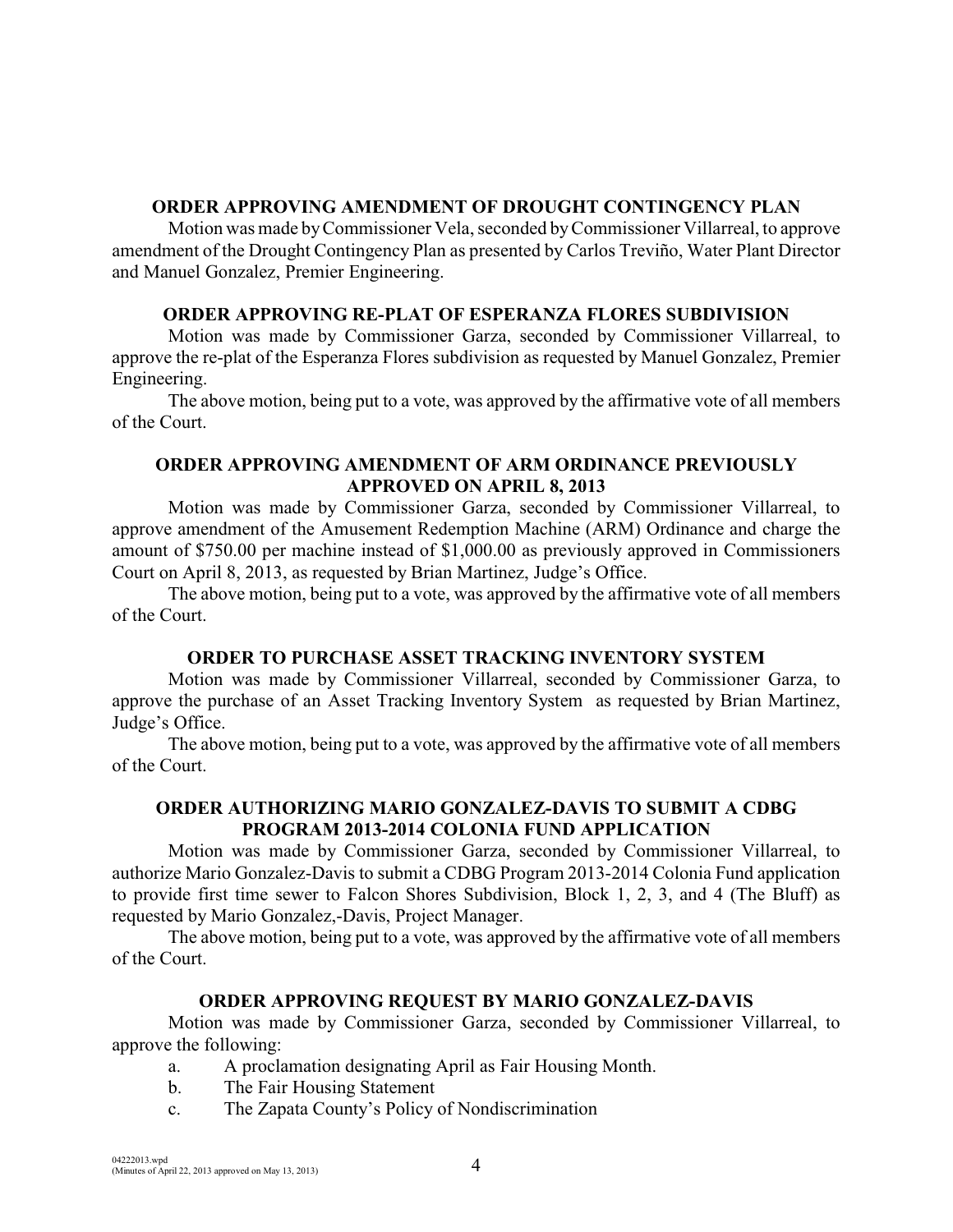#### ORDER APPROVING AMENDMENT OF DROUGHT CONTINGENCY PLAN

Motion was made by Commissioner Vela, seconded by Commissioner Villarreal, to approve amendment of the Drought Contingency Plan as presented by Carlos Treviño, Water Plant Director and Manuel Gonzalez, Premier Engineering.

#### ORDER APPROVING RE-PLAT OF ESPERANZA FLORES SUBDIVISION

Motion was made by Commissioner Garza, seconded by Commissioner Villarreal, to approve the re-plat of the Esperanza Flores subdivision as requested by Manuel Gonzalez, Premier Engineering.

The above motion, being put to a vote, was approved by the affirmative vote of all members of the Court.

#### ORDER APPROVING AMENDMENT OF ARM ORDINANCE PREVIOUSLY APPROVED ON APRIL 8, 2013

Motion was made by Commissioner Garza, seconded by Commissioner Villarreal, to approve amendment of the Amusement Redemption Machine (ARM) Ordinance and charge the amount of $750.00 per machine instead of $1,000.00 as previously approved in Commissioners Court on April 8, 2013, as requested by Brian Martinez, Judge's Office.

The above motion, being put to a vote, was approved by the affirmative vote of all members of the Court.

#### ORDER TO PURCHASE ASSET TRACKING INVENTORY SYSTEM

Motion was made by Commissioner Villarreal, seconded by Commissioner Garza, to approve the purchase of an Asset Tracking Inventory System as requested by Brian Martinez, Judge's Office.

The above motion, being put to a vote, was approved by the affirmative vote of all members of the Court.

#### ORDER AUTHORIZING MARIO GONZALEZ-DAVIS TO SUBMIT A CDBG PROGRAM 2013-2014 COLONIA FUND APPLICATION

Motion was made by Commissioner Garza, seconded by Commissioner Villarreal, to authorize Mario Gonzalez-Davis to submit a CDBG Program 2013-2014 Colonia Fund application to provide first time sewer to Falcon Shores Subdivision, Block 1, 2, 3, and 4 (The Bluff) as requested by Mario Gonzalez,-Davis, Project Manager.

The above motion, being put to a vote, was approved by the affirmative vote of all members of the Court.

#### ORDER APPROVING REQUEST BY MARIO GONZALEZ-DAVIS

Motion was made by Commissioner Garza, seconded by Commissioner Villarreal, to approve the following:

a. A proclamation designating April as Fair Housing Month.
b. The Fair Housing Statement
c. The Zapata County's Policy of Nondiscrimination

04222013.wpd
(Minutes of April 22, 2013 approved on May 13, 2013)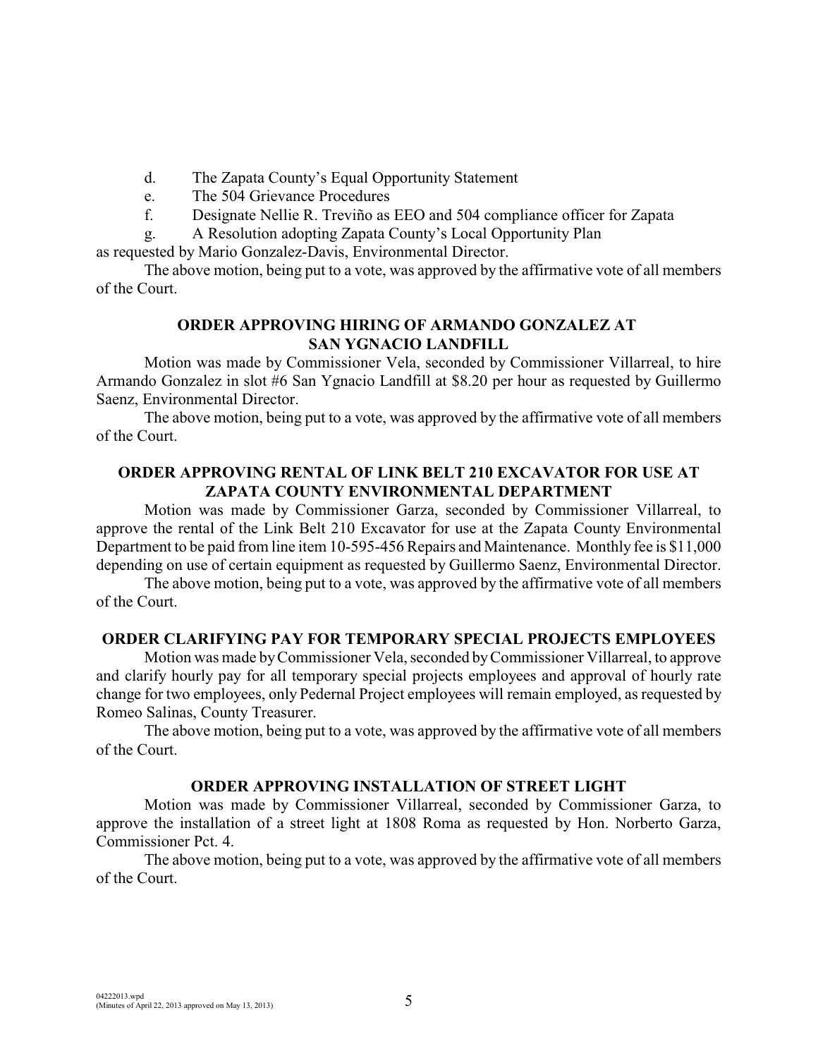d. The Zapata County's Equal Opportunity Statement

e. The 504 Grievance Procedures

f. Designate Nellie R. Treviño as EEO and 504 compliance officer for Zapata

g. A Resolution adopting Zapata County's Local Opportunity Plan

as requested by Mario Gonzalez-Davis, Environmental Director.

The above motion, being put to a vote, was approved by the affirmative vote of all members of the Court.

**ORDER APPROVING HIRING OF ARMANDO GONZALEZ AT SAN YGNACIO LANDFILL**

Motion was made by Commissioner Vela, seconded by Commissioner Villarreal, to hire Armando Gonzalez in slot #6 San Ygnacio Landfill at $8.20 per hour as requested by Guillermo Saenz, Environmental Director.

The above motion, being put to a vote, was approved by the affirmative vote of all members of the Court.

**ORDER APPROVING RENTAL OF LINK BELT 210 EXCAVATOR FOR USE AT ZAPATA COUNTY ENVIRONMENTAL DEPARTMENT**

Motion was made by Commissioner Garza, seconded by Commissioner Villarreal, to approve the rental of the Link Belt 210 Excavator for use at the Zapata County Environmental Department to be paid from line item 10-595-456 Repairs and Maintenance. Monthly fee is $11,000 depending on use of certain equipment as requested by Guillermo Saenz, Environmental Director.

The above motion, being put to a vote, was approved by the affirmative vote of all members of the Court.

**ORDER CLARIFYING PAY FOR TEMPORARY SPECIAL PROJECTS EMPLOYEES**

Motion was made by Commissioner Vela, seconded by Commissioner Villarreal, to approve and clarify hourly pay for all temporary special projects employees and approval of hourly rate change for two employees, only Pedernal Project employees will remain employed, as requested by Romeo Salinas, County Treasurer.

The above motion, being put to a vote, was approved by the affirmative vote of all members of the Court.

**ORDER APPROVING INSTALLATION OF STREET LIGHT**

Motion was made by Commissioner Villarreal, seconded by Commissioner Garza, to approve the installation of a street light at 1808 Roma as requested by Hon. Norberto Garza, Commissioner Pct. 4.

The above motion, being put to a vote, was approved by the affirmative vote of all members of the Court.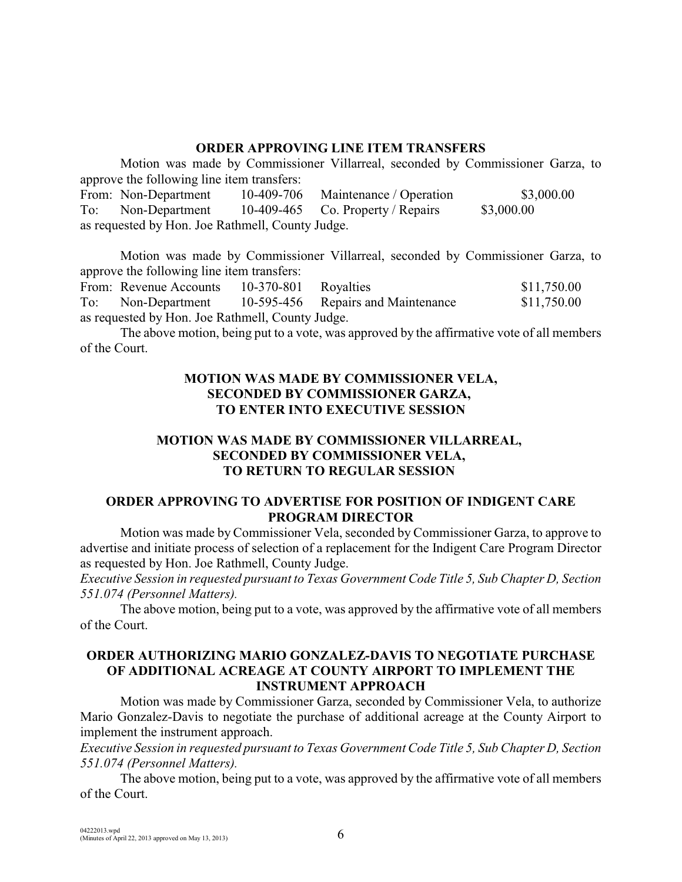## ORDER APPROVING LINE ITEM TRANSFERS

Motion was made by Commissioner Villarreal, seconded by Commissioner Garza, to approve the following line item transfers:

| | | | | |
|---|---|---|---|---|
| From: | Non-Department | 10-409-706 | Maintenance / Operation | $3,000.00 |
| To: | Non-Department | 10-409-465 | Co. Property / Repairs | $3,000.00 |

as requested by Hon. Joe Rathmell, County Judge.

Motion was made by Commissioner Villarreal, seconded by Commissioner Garza, to approve the following line item transfers:

| | | | | |
|---|---|---|---|---|
| From: | Revenue Accounts | 10-370-801 | Royalties | $11,750.00 |
| To: | Non-Department | 10-595-456 | Repairs and Maintenance | $11,750.00 |

as requested by Hon. Joe Rathmell, County Judge.

The above motion, being put to a vote, was approved by the affirmative vote of all members of the Court.

## MOTION WAS MADE BY COMMISSIONER VELA, SECONDED BY COMMISSIONER GARZA, TO ENTER INTO EXECUTIVE SESSION

## MOTION WAS MADE BY COMMISSIONER VILLARREAL, SECONDED BY COMMISSIONER VELA, TO RETURN TO REGULAR SESSION

## ORDER APPROVING TO ADVERTISE FOR POSITION OF INDIGENT CARE PROGRAM DIRECTOR

Motion was made by Commissioner Vela, seconded by Commissioner Garza, to approve to advertise and initiate process of selection of a replacement for the Indigent Care Program Director as requested by Hon. Joe Rathmell, County Judge.

*Executive Session in requested pursuant to Texas Government Code Title 5, Sub Chapter D, Section 551.074 (Personnel Matters).*

The above motion, being put to a vote, was approved by the affirmative vote of all members of the Court.

## ORDER AUTHORIZING MARIO GONZALEZ-DAVIS TO NEGOTIATE PURCHASE OF ADDITIONAL ACREAGE AT COUNTY AIRPORT TO IMPLEMENT THE INSTRUMENT APPROACH

Motion was made by Commissioner Garza, seconded by Commissioner Vela, to authorize Mario Gonzalez-Davis to negotiate the purchase of additional acreage at the County Airport to implement the instrument approach.

*Executive Session in requested pursuant to Texas Government Code Title 5, Sub Chapter D, Section 551.074 (Personnel Matters).*

The above motion, being put to a vote, was approved by the affirmative vote of all members of the Court.

04222013.wpd
(Minutes of April 22, 2013 approved on May 13, 2013)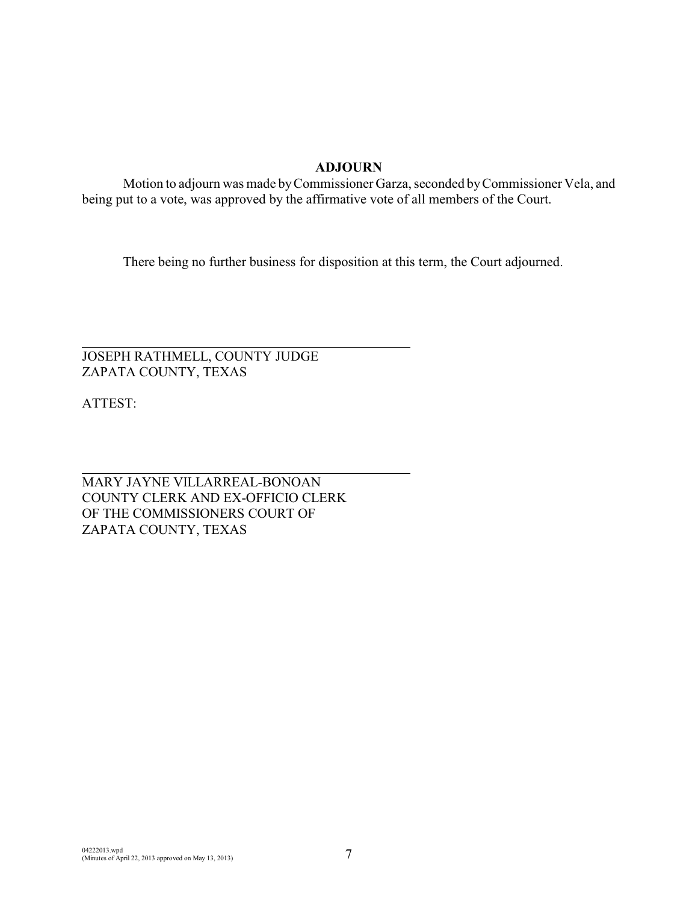## ADJOURN

Motion to adjourn was made by Commissioner Garza, seconded by Commissioner Vela, and being put to a vote, was approved by the affirmative vote of all members of the Court.

There being no further business for disposition at this term, the Court adjourned.

\_\_\_\_\_\_\_\_\_\_\_\_\_\_\_\_\_\_\_\_\_\_\_\_\_\_\_\_\_\_\_\_\_\_\_\_\_\_\_\_

JOSEPH RATHMELL, COUNTY JUDGE
ZAPATA COUNTY, TEXAS

ATTEST:

\_\_\_\_\_\_\_\_\_\_\_\_\_\_\_\_\_\_\_\_\_\_\_\_\_\_\_\_\_\_\_\_\_\_\_\_\_\_\_\_

MARY JAYNE VILLARREAL-BONOAN
COUNTY CLERK AND EX-OFFICIO CLERK
OF THE COMMISSIONERS COURT OF
ZAPATA COUNTY, TEXAS

04222013.wpd
(Minutes of April 22, 2013 approved on May 13, 2013)